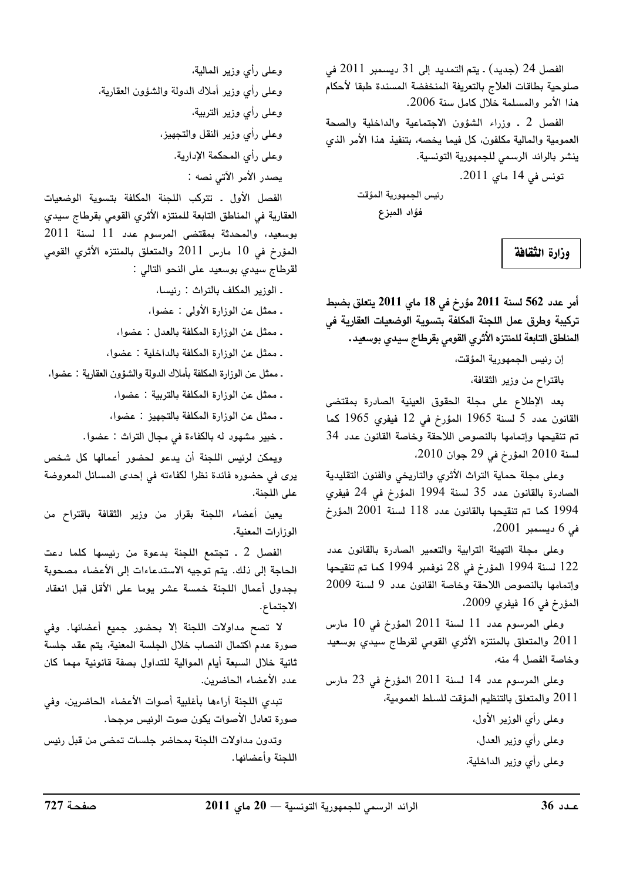الفصل 24 (جديد) . يتم التمديد إلى 31 ديسمبر 2011 في صلوحية بطاقات العلاج بالتعريفة المنخفضة المسندة طبقا لأحكام هذا الأمر والمسلمة خلال كامل سنة 2006.

الفصل 2 . وزراء الشؤون الاجتماعية والداخلية والصحة العمومية والمالية مكلفون، كل فيما يخصه، بتنفيذ هذا الأمر الذي ينشر بالرائد الرسمي للجمهورية التونسية.

تونس في 14 ماي 2011.

رئيس الجمهورية المؤقت

**فؤاد المبزع**

## وزارة الثقافة

**أمر عدد 562 لسنة 2011 مؤرخ في 18 ماي 2011 يتعلق بضبط تركيبة وطرق عمل اللجنة المكلفة بتسوية الوضعيات العقارية في المناطق التابعة للمنتزه الأثري القومي بقرطاج سيدي بوسعيد.**

إن رئيس الجمهورية المؤقت،

باقتراح من وزير الثقافة،

بعد الإطلاع على مجلة الحقوق العينية الصادرة بمقتضى القانون عدد 5 لسنة 1965 المؤرخ في 12 فيفري 1965 كما تم تنقيحها وإتمامها بالنصوص اللاحقة وخاصة القانون عدد 34 لسنة 2010 المؤرخ في 29 جوان 2010،

وعلى مجلة حماية التراث الأثري والتاريخي والفنون التقليدية الصادرة بالقانون عدد 35 لسنة 1994 المؤرخ في 24 فيفري 1994 كما تم تنقيحها بالقانون عدد 118 لسنة 2001 المؤرخ في 6 ديسمبر 2001،

وعلى مجلة التهيئة الترابية والتعمير الصادرة بالقانون عدد 122 لسنة 1994 المؤرخ في 28 نوفمبر 1994 كما تم تنقيحها وإتمامها بالنصوص اللاحقة وخاصة القانون عدد 9 لسنة 2009 المؤرخ في 16 فيفري 2009،

وعلى المرسوم عدد 11 لسنة 2011 المؤرخ في 10 مارس 2011 والمتعلق بالمنتزه الأثري القومي لقرطاج سيدي بوسعيد وخاصة الفصل 4 منه،

وعلى المرسوم عدد 14 لسنة 2011 المؤرخ في 23 مارس 2011 والمتعلق بالتنظيم المؤقت للسلط العمومية،

وعلى رأي الوزير الأول،

وعلى رأي وزير العدل،

وعلى رأي وزير الداخلية،

وعلى رأي وزير المالية،

وعلى رأي وزير أملاك الدولة والشؤون العقارية،

وعلى رأي وزير التربية،

وعلى رأي وزير النقل والتجهيز،

وعلى رأي المحكمة الإدارية.

يصدر الأمر الآتي نصه :

الفصل الأول . تتركب اللجنة المكلفة بتسوية الوضعيات العقارية في المناطق التابعة للمنتزه الأثري القومي بقرطاج سيدي بوسعيد، والمحدثة بمقتضى المرسوم عدد 11 لسنة 2011 المؤرخ في 10 مارس 2011 والمتعلق بالمنتزه الأثري القومي لقرطاج سيدي بوسعيد على النحو التالي :

- الوزير المكلف بالتراث : رئيسا،
- ممثل عن الوزارة الأولى : عضوا،
- ممثل عن الوزارة المكلفة بالعدل : عضوا،
- ممثل عن الوزارة المكلفة بالداخلية : عضوا،
- ممثل عن الوزارة المكلفة بأملاك الدولة والشؤون العقارية : عضوا،
- ممثل عن الوزارة المكلفة بالتربية : عضوا،
- ممثل عن الوزارة المكلفة بالتجهيز : عضوا،
- خبير مشهود له بالكفاءة في مجال التراث : عضوا.

ويمكن لرئيس اللجنة أن يدعو لحضور أعمالها كل شخص يرى في حضوره فائدة نظرا لكفاءته في إحدى المسائل المعروضة على اللجنة.

يعين أعضاء اللجنة بقرار من وزير الثقافة باقتراح من الوزارات المعنية.

الفصل 2 . تجتمع اللجنة بدعوة من رئيسها كلما دعت الحاجة إلى ذلك. يتم توجيه الاستدعاءات إلى الأعضاء مصحوبة بجدول أعمال اللجنة خمسة عشر يوما على الأقل قبل انعقاد الاجتماع.

لا تصح مداولات اللجنة إلا بحضور جميع أعضائها. وفي صورة عدم اكتمال النصاب خلال الجلسة المعنية، يتم عقد جلسة ثانية خلال السبعة أيام الموالية للتداول بصفة قانونية مهما كان عدد الأعضاء الحاضرين.

تبدي اللجنة آراءها بأغلبية أصوات الأعضاء الحاضرين، وفي صورة تعادل الأصوات يكون صوت الرئيس مرجحا.

وتدون مداولات اللجنة بمحاضر جلسات تمضى من قبل رئيس اللجنة وأعضائها.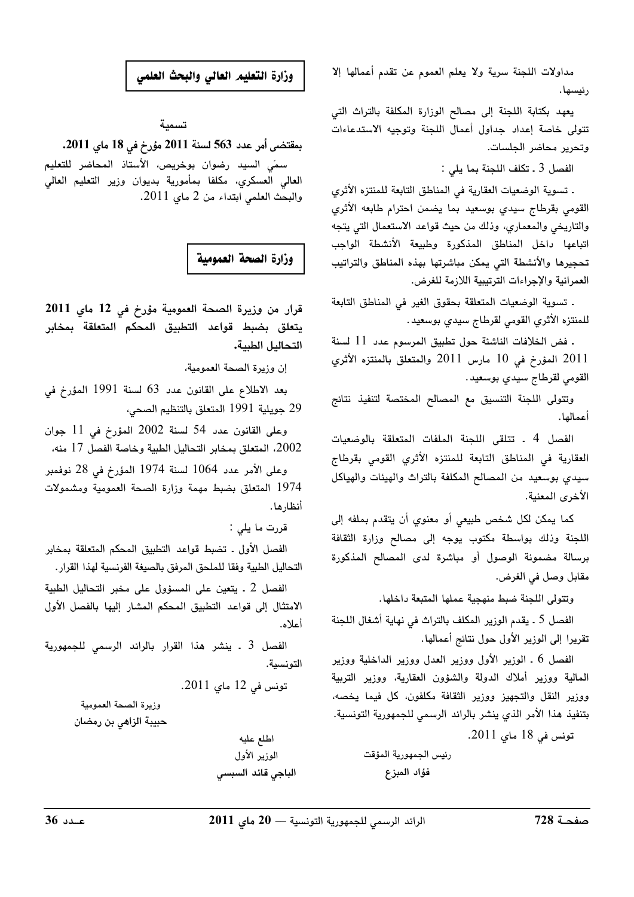مداولات اللجنة سرية ولا يعلم العموم عن تقدم أعمالها إلا رئيسها.

يعهد بكتابة اللجنة إلى مصالح الوزارة المكلفة بالتراث التي تتولى خاصة إعداد جداول أعمال اللجنة وتوجيه الاستدعاءات وتحرير محاضر الجلسات.

الفصل 3 ـ تكلف اللجنة بما يلي :

ـ تسوية الوضعيات العقارية في المناطق التابعة للمنتزه الأثري القومي بقرطاج سيدي بوسعيد بما يضمن احترام طابعه الأثري والتاريخي والمعماري، وذلك من حيث قواعد الاستعمال التي يتجه اتباعها داخل المناطق المذكورة وطبيعة الأنشطة الواجب تحجيرها والأنشطة التي يمكن مباشرتها بهذه المناطق والتراتيب العمرانية والإجراءات الترتيبية اللازمة للغرض.

ـ تسوية الوضعيات المتعلقة بحقوق الغير في المناطق التابعة للمنتزه الأثري القومي لقرطاج سيدي بوسعيد.

ـ فض الخلافات الناشئة حول تطبيق المرسوم عدد 11 لسنة 2011 المؤرخ في 10 مارس 2011 والمتعلق بالمنتزه الأثري القومي لقرطاج سيدي بوسعيد.

وتتولى اللجنة التنسيق مع المصالح المختصة لتنفيذ نتائج أعمالها.

الفصل 4 ـ تتلقى اللجنة الملفات المتعلقة بالوضعيات العقارية في المناطق التابعة للمنتزه الأثري القومي بقرطاج سيدي بوسعيد من المصالح المكلفة بالتراث والهيئات والهياكل الأخرى المعنية.

كما يمكن لكل شخص طبيعي أو معنوي أن يتقدم بملفه إلى اللجنة وذلك بواسطة مكتوب يوجه إلى مصالح وزارة الثقافة برسالة مضمونة الوصول أو مباشرة لدى المصالح المذكورة مقابل وصل في الغرض.

وتتولى اللجنة ضبط منهجية عملها المتبعة داخلها.

الفصل 5 ـ يقدم الوزير المكلف بالتراث في نهاية أشغال اللجنة تقريرا إلى الوزير الأول حول نتائج أعمالها.

الفصل 6 ـ الوزير الأول ووزير العدل ووزير الداخلية ووزير المالية ووزير أملاك الدولة والشؤون العقارية، ووزير التربية ووزير النقل والتجهيز ووزير الثقافة مكلفون، كل فيما يخصه، بتنفيذ هذا الأمر الذي ينشر بالرائد الرسمي للجمهورية التونسية.

تونس في 18 ماي 2011.

رئيس الجمهورية المؤقت

**فؤاد المبزع**

## وزارة التعليم العالي والبحث العلمي

تسمية

**بمقتضى أمر عدد 563 لسنة 2011 مؤرخ في 18 ماي 2011.**

سمّي السيد رضوان بوخريص، الأستاذ المحاضر للتعليم العالي العسكري، مكلفا بمأمورية بديوان وزير التعليم العالي والبحث العلمي ابتداء من 2 ماي 2011.

## وزارة الصحة العمومية

**قرار من وزيرة الصحة العمومية مؤرخ في 12 ماي 2011 يتعلق بضبط قواعد التطبيق المحكم المتعلقة بمخابر التحاليل الطبية.**

إن وزيرة الصحة العمومية،

بعد الاطلاع على القانون عدد 63 لسنة 1991 المؤرخ في 29 جويلية 1991 المتعلق بالتنظيم الصحي،

وعلى القانون عدد 54 لسنة 2002 المؤرخ في 11 جوان 2002، المتعلق بمخابر التحاليل الطبية وخاصة الفصل 17 منه،

وعلى الأمر عدد 1064 لسنة 1974 المؤرخ في 28 نوفمبر 1974 المتعلق بضبط مهمة وزارة الصحة العمومية ومشمولات أنظارها.

قررت ما يلي :

الفصل الأول ـ تضبط قواعد التطبيق المحكم المتعلقة بمخابر التحاليل الطبية وفقا للملحق المرفق بالصيغة الفرنسية لهذا القرار.

الفصل 2 ـ يتعين على المسؤول على مخبر التحاليل الطبية الامتثال إلى قواعد التطبيق المحكم المشار إليها بالفصل الأول أعلاه.

الفصل 3 ـ ينشر هذا القرار بالرائد الرسمي للجمهورية التونسية.

تونس في 12 ماي 2011.

وزيرة الصحة العمومية

**حبيبة الزاهي بن رمضان**

اطلع عليه

الوزير الأول

**الباجي قائد السبسي**